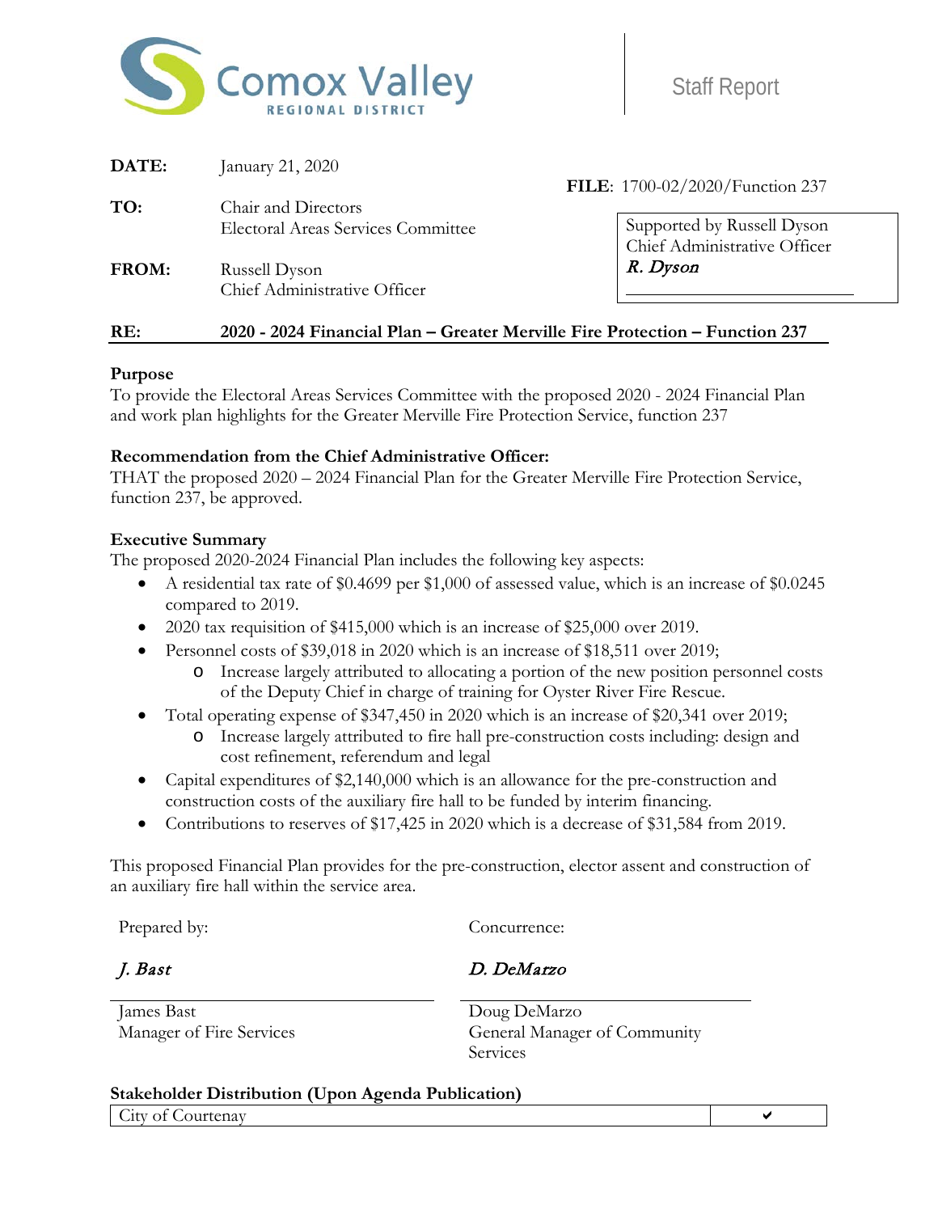Comox Valley REGIONAL DISTRICT

Staff Report

**DATE:** January 21, 2020

**FILE**: 1700-02/2020/Function 237

**TO:** Chair and Directors
Electoral Areas Services Committee

**FROM:** Russell Dyson
Chief Administrative Officer

Supported by Russell Dyson
Chief Administrative Officer
*R. Dyson*

**RE: 2020 - 2024 Financial Plan – Greater Merville Fire Protection – Function 237**

**Purpose**

To provide the Electoral Areas Services Committee with the proposed 2020 - 2024 Financial Plan and work plan highlights for the Greater Merville Fire Protection Service, function 237

**Recommendation from the Chief Administrative Officer:**

THAT the proposed 2020 – 2024 Financial Plan for the Greater Merville Fire Protection Service, function 237, be approved.

**Executive Summary**

The proposed 2020-2024 Financial Plan includes the following key aspects:

- A residential tax rate of $0.4699 per $1,000 of assessed value, which is an increase of $0.0245 compared to 2019.
- 2020 tax requisition of $415,000 which is an increase of $25,000 over 2019.
- Personnel costs of $39,018 in 2020 which is an increase of $18,511 over 2019;
  - Increase largely attributed to allocating a portion of the new position personnel costs of the Deputy Chief in charge of training for Oyster River Fire Rescue.
- Total operating expense of $347,450 in 2020 which is an increase of $20,341 over 2019;
  - Increase largely attributed to fire hall pre-construction costs including: design and cost refinement, referendum and legal
- Capital expenditures of $2,140,000 which is an allowance for the pre-construction and construction costs of the auxiliary fire hall to be funded by interim financing.
- Contributions to reserves of $17,425 in 2020 which is a decrease of $31,584 from 2019.

This proposed Financial Plan provides for the pre-construction, elector assent and construction of an auxiliary fire hall within the service area.

| Prepared by: | Concurrence: |
|---|---|
| *J. Bast* | *D. DeMarzo* |
| James Bast<br>Manager of Fire Services | Doug DeMarzo<br>General Manager of Community Services |

**Stakeholder Distribution (Upon Agenda Publication)**

| City of Courtenay | ✔ |
|---|---|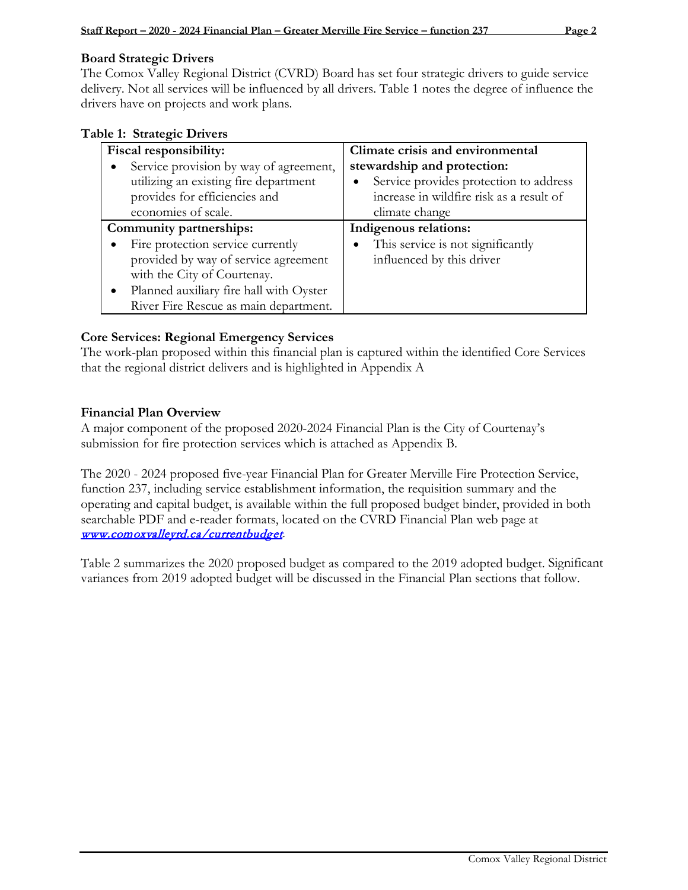## Board Strategic Drivers

The Comox Valley Regional District (CVRD) Board has set four strategic drivers to guide service delivery. Not all services will be influenced by all drivers. Table 1 notes the degree of influence the drivers have on projects and work plans.

**Table 1: Strategic Drivers**

| **Fiscal responsibility:** | **Climate crisis and environmental stewardship and protection:** |
|---|---|
| • Service provision by way of agreement, utilizing an existing fire department provides for efficiencies and economies of scale. | • Service provides protection to address increase in wildfire risk as a result of climate change |
| **Community partnerships:** | **Indigenous relations:** |
| • Fire protection service currently provided by way of service agreement with the City of Courtenay.<br>• Planned auxiliary fire hall with Oyster River Fire Rescue as main department. | • This service is not significantly influenced by this driver |

## Core Services: Regional Emergency Services

The work-plan proposed within this financial plan is captured within the identified Core Services that the regional district delivers and is highlighted in Appendix A

## Financial Plan Overview

A major component of the proposed 2020-2024 Financial Plan is the City of Courtenay's submission for fire protection services which is attached as Appendix B.

The 2020 - 2024 proposed five-year Financial Plan for Greater Merville Fire Protection Service, function 237, including service establishment information, the requisition summary and the operating and capital budget, is available within the full proposed budget binder, provided in both searchable PDF and e-reader formats, located on the CVRD Financial Plan web page at *www.comoxvalleyrd.ca/currentbudget*.

Table 2 summarizes the 2020 proposed budget as compared to the 2019 adopted budget. Significant variances from 2019 adopted budget will be discussed in the Financial Plan sections that follow.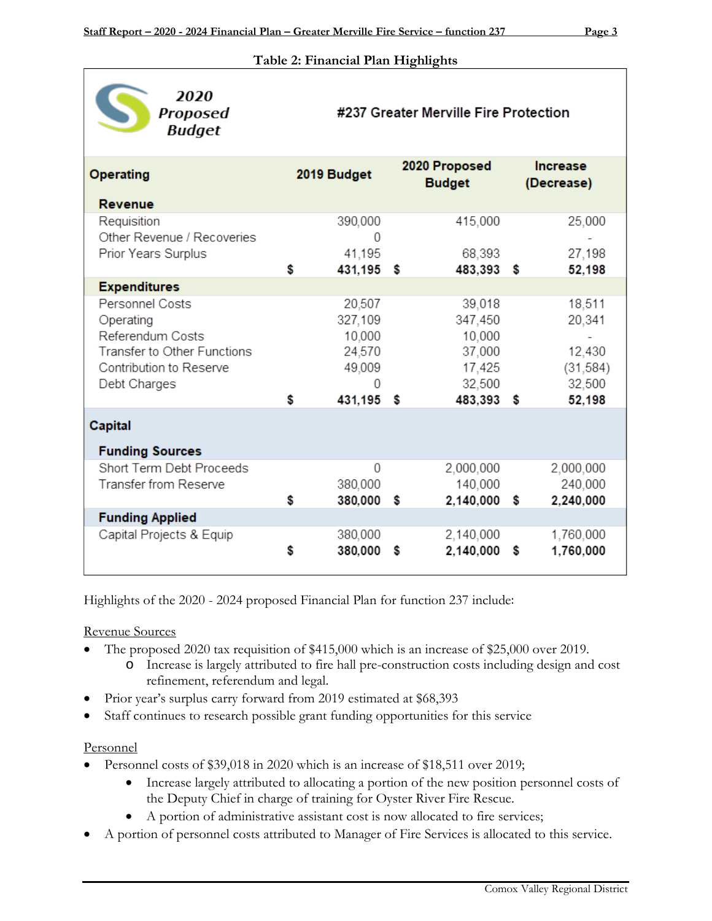**Table 2: Financial Plan Highlights**

**2020 Proposed Budget** — **#237 Greater Merville Fire Protection**

| Operating | 2019 Budget | 2020 Proposed Budget | Increase (Decrease) |
|---|---|---|---|
| **Revenue** | | | |
| Requisition | 390,000 | 415,000 | 25,000 |
| Other Revenue / Recoveries | 0 | | - |
| Prior Years Surplus | 41,195 | 68,393 | 27,198 |
| | **$ 431,195** | **$ 483,393** | **$ 52,198** |
| **Expenditures** | | | |
| Personnel Costs | 20,507 | 39,018 | 18,511 |
| Operating | 327,109 | 347,450 | 20,341 |
| Referendum Costs | 10,000 | 10,000 | - |
| Transfer to Other Functions | 24,570 | 37,000 | 12,430 |
| Contribution to Reserve | 49,009 | 17,425 | (31,584) |
| Debt Charges | 0 | 32,500 | 32,500 |
| | **$ 431,195** | **$ 483,393** | **$ 52,198** |
| **Capital** | | | |
| **Funding Sources** | | | |
| Short Term Debt Proceeds | 0 | 2,000,000 | 2,000,000 |
| Transfer from Reserve | 380,000 | 140,000 | 240,000 |
| | **$ 380,000** | **$ 2,140,000** | **$ 2,240,000** |
| **Funding Applied** | | | |
| Capital Projects & Equip | 380,000 | 2,140,000 | 1,760,000 |
| | **$ 380,000** | **$ 2,140,000** | **$ 1,760,000** |

Highlights of the 2020 - 2024 proposed Financial Plan for function 237 include:

Revenue Sources

- The proposed 2020 tax requisition of $415,000 which is an increase of $25,000 over 2019.
  - Increase is largely attributed to fire hall pre-construction costs including design and cost refinement, referendum and legal.
- Prior year's surplus carry forward from 2019 estimated at $68,393
- Staff continues to research possible grant funding opportunities for this service

Personnel

- Personnel costs of $39,018 in 2020 which is an increase of $18,511 over 2019;
  - Increase largely attributed to allocating a portion of the new position personnel costs of the Deputy Chief in charge of training for Oyster River Fire Rescue.
  - A portion of administrative assistant cost is now allocated to fire services;
- A portion of personnel costs attributed to Manager of Fire Services is allocated to this service.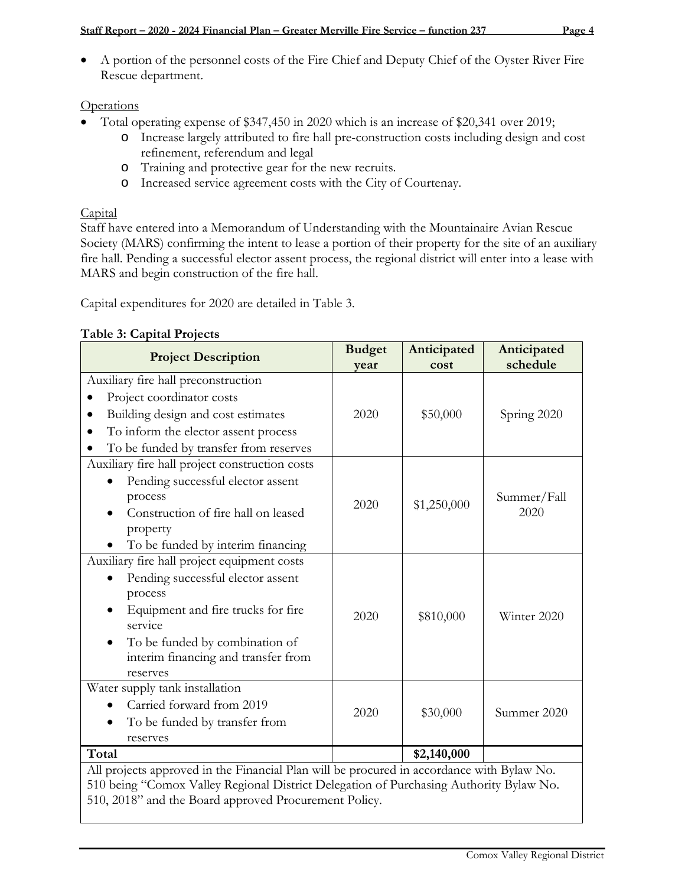- A portion of the personnel costs of the Fire Chief and Deputy Chief of the Oyster River Fire Rescue department.

Operations

- Total operating expense of $347,450 in 2020 which is an increase of $20,341 over 2019;
  - Increase largely attributed to fire hall pre-construction costs including design and cost refinement, referendum and legal
  - Training and protective gear for the new recruits.
  - Increased service agreement costs with the City of Courtenay.

Capital

Staff have entered into a Memorandum of Understanding with the Mountainaire Avian Rescue Society (MARS) confirming the intent to lease a portion of their property for the site of an auxiliary fire hall. Pending a successful elector assent process, the regional district will enter into a lease with MARS and begin construction of the fire hall.

Capital expenditures for 2020 are detailed in Table 3.

**Table 3: Capital Projects**

| Project Description | Budget year | Anticipated cost | Anticipated schedule |
|---|---|---|---|
| Auxiliary fire hall preconstruction<br>• Project coordinator costs<br>• Building design and cost estimates<br>• To inform the elector assent process<br>• To be funded by transfer from reserves | 2020 | $50,000 | Spring 2020 |
| Auxiliary fire hall project construction costs<br>• Pending successful elector assent process<br>• Construction of fire hall on leased property<br>• To be funded by interim financing | 2020 | $1,250,000 | Summer/Fall 2020 |
| Auxiliary fire hall project equipment costs<br>• Pending successful elector assent process<br>• Equipment and fire trucks for fire service<br>• To be funded by combination of interim financing and transfer from reserves | 2020 | $810,000 | Winter 2020 |
| Water supply tank installation<br>• Carried forward from 2019<br>• To be funded by transfer from reserves | 2020 | $30,000 | Summer 2020 |
| **Total** | | **$2,140,000** | |
| All projects approved in the Financial Plan will be procured in accordance with Bylaw No. 510 being "Comox Valley Regional District Delegation of Purchasing Authority Bylaw No. 510, 2018" and the Board approved Procurement Policy. | | | |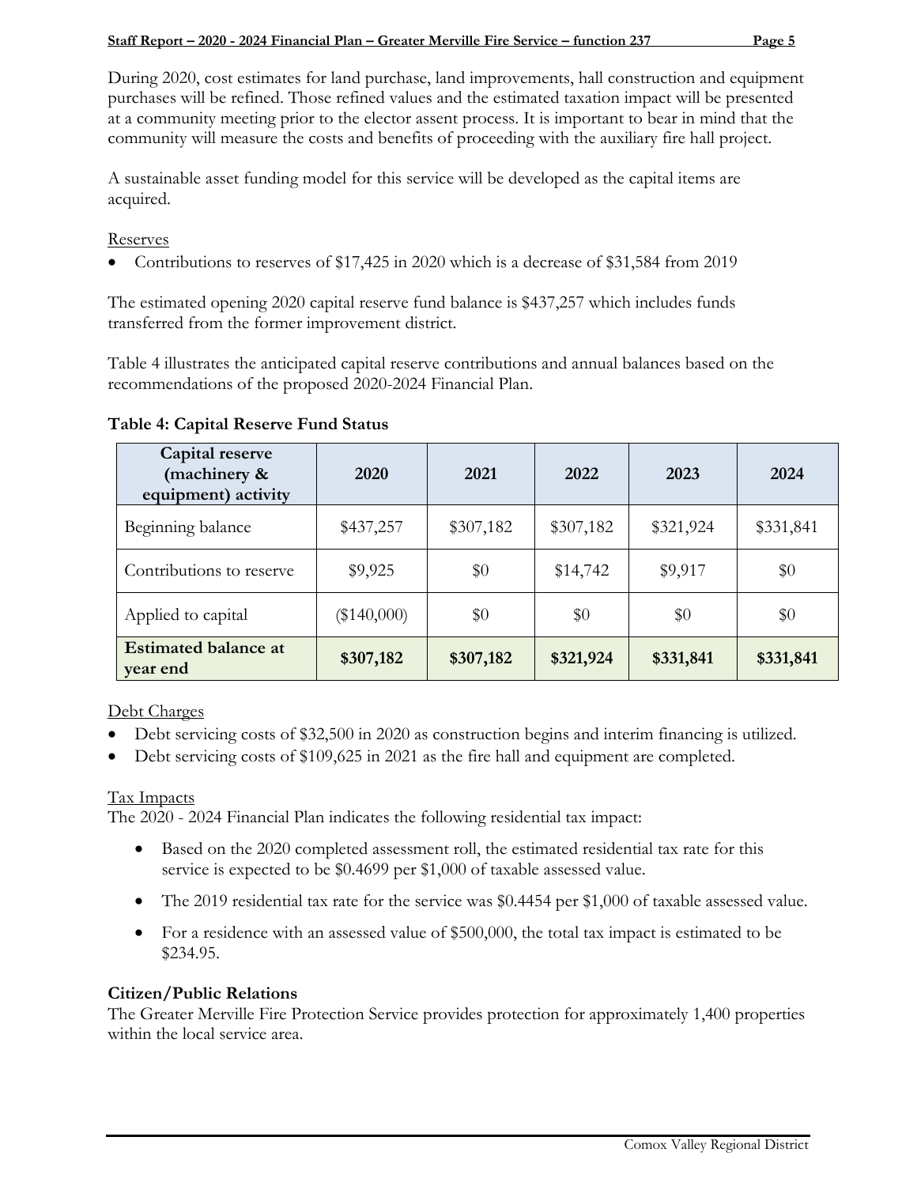During 2020, cost estimates for land purchase, land improvements, hall construction and equipment purchases will be refined. Those refined values and the estimated taxation impact will be presented at a community meeting prior to the elector assent process. It is important to bear in mind that the community will measure the costs and benefits of proceeding with the auxiliary fire hall project.

A sustainable asset funding model for this service will be developed as the capital items are acquired.

Reserves

- Contributions to reserves of $17,425 in 2020 which is a decrease of $31,584 from 2019

The estimated opening 2020 capital reserve fund balance is $437,257 which includes funds transferred from the former improvement district.

Table 4 illustrates the anticipated capital reserve contributions and annual balances based on the recommendations of the proposed 2020-2024 Financial Plan.

**Table 4: Capital Reserve Fund Status**

| Capital reserve (machinery & equipment) activity | 2020 | 2021 | 2022 | 2023 | 2024 |
|---|---|---|---|---|---|
| Beginning balance | $437,257 | $307,182 | $307,182 | $321,924 | $331,841 |
| Contributions to reserve | $9,925 | $0 | $14,742 | $9,917 | $0 |
| Applied to capital | ($140,000) | $0 | $0 | $0 | $0 |
| **Estimated balance at year end** | **$307,182** | **$307,182** | **$321,924** | **$331,841** | **$331,841** |

Debt Charges

- Debt servicing costs of $32,500 in 2020 as construction begins and interim financing is utilized.
- Debt servicing costs of $109,625 in 2021 as the fire hall and equipment are completed.

Tax Impacts

The 2020 - 2024 Financial Plan indicates the following residential tax impact:

- Based on the 2020 completed assessment roll, the estimated residential tax rate for this service is expected to be $0.4699 per $1,000 of taxable assessed value.
- The 2019 residential tax rate for the service was $0.4454 per $1,000 of taxable assessed value.
- For a residence with an assessed value of $500,000, the total tax impact is estimated to be $234.95.

**Citizen/Public Relations**

The Greater Merville Fire Protection Service provides protection for approximately 1,400 properties within the local service area.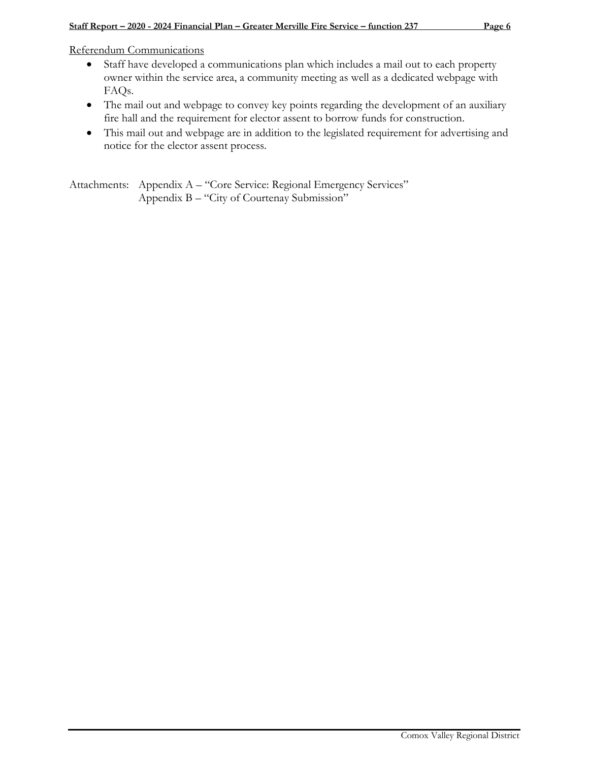Referendum Communications

- Staff have developed a communications plan which includes a mail out to each property owner within the service area, a community meeting as well as a dedicated webpage with FAQs.
- The mail out and webpage to convey key points regarding the development of an auxiliary fire hall and the requirement for elector assent to borrow funds for construction.
- This mail out and webpage are in addition to the legislated requirement for advertising and notice for the elector assent process.

Attachments: Appendix A – "Core Service: Regional Emergency Services"
Appendix B – "City of Courtenay Submission"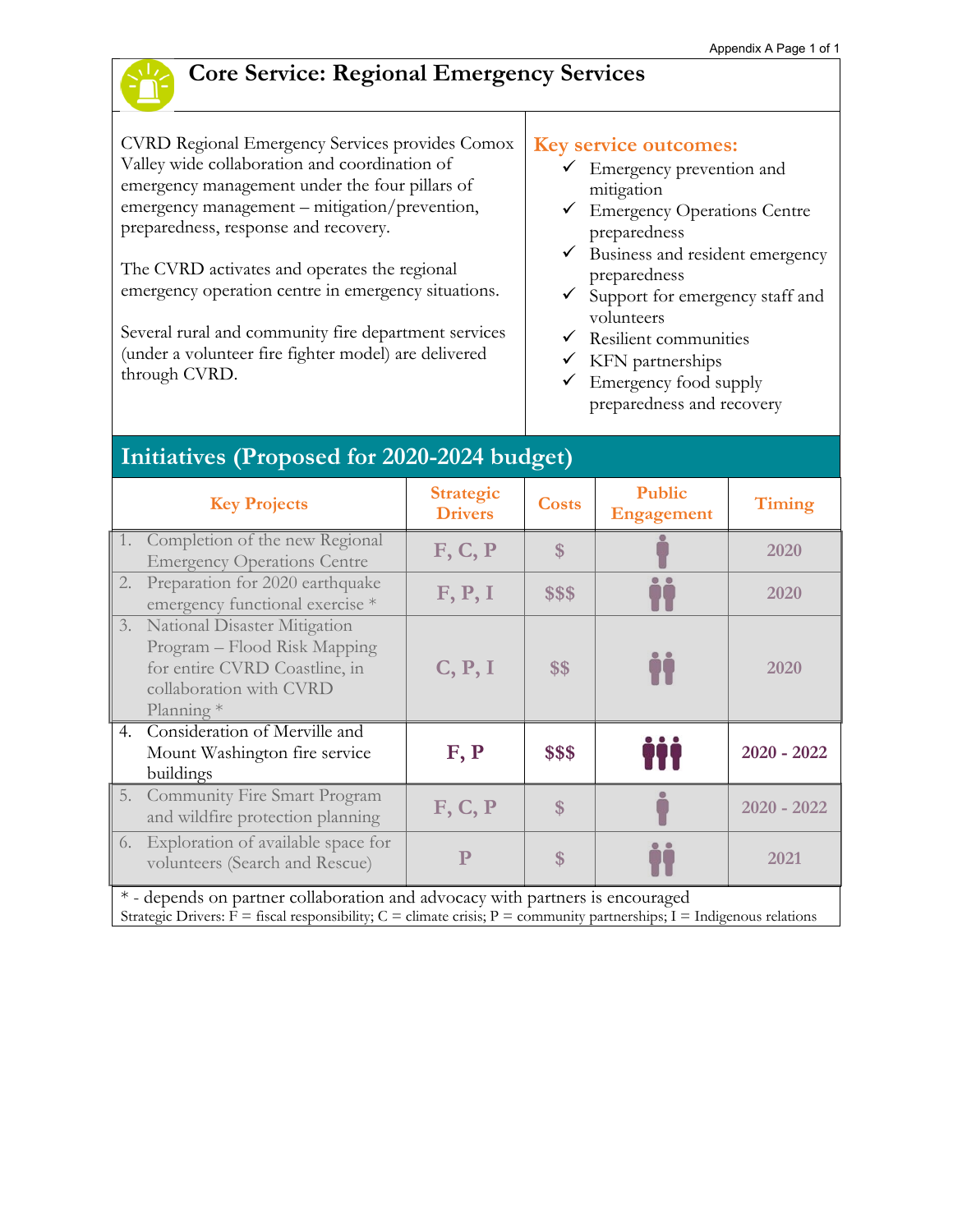# Core Service: Regional Emergency Services

CVRD Regional Emergency Services provides Comox Valley wide collaboration and coordination of emergency management under the four pillars of emergency management – mitigation/prevention, preparedness, response and recovery.

The CVRD activates and operates the regional emergency operation centre in emergency situations.

Several rural and community fire department services (under a volunteer fire fighter model) are delivered through CVRD.

## Key service outcomes:

- ✓ Emergency prevention and mitigation
- ✓ Emergency Operations Centre preparedness
- ✓ Business and resident emergency preparedness
- ✓ Support for emergency staff and volunteers
- ✓ Resilient communities
- ✓ KFN partnerships
- ✓ Emergency food supply preparedness and recovery

## Initiatives (Proposed for 2020-2024 budget)

| Key Projects | Strategic Drivers | Costs | Public Engagement | Timing |
|---|---|---|---|---|
| 1. Completion of the new Regional Emergency Operations Centre | F, C, P | $ | 1 person | 2020 |
| 2. Preparation for 2020 earthquake emergency functional exercise * | F, P, I | $$$ | 2 people | 2020 |
| 3. National Disaster Mitigation Program – Flood Risk Mapping for entire CVRD Coastline, in collaboration with CVRD Planning * | C, P, I | $$ | 2 people | 2020 |
| 4. Consideration of Merville and Mount Washington fire service buildings | F, P | $$$ | 3 people | 2020 - 2022 |
| 5. Community Fire Smart Program and wildfire protection planning | F, C, P | $ | 1 person | 2020 - 2022 |
| 6. Exploration of available space for volunteers (Search and Rescue) | P | $ | 2 people | 2021 |

\* - depends on partner collaboration and advocacy with partners is encouraged

Strategic Drivers: F = fiscal responsibility; C = climate crisis; P = community partnerships; I = Indigenous relations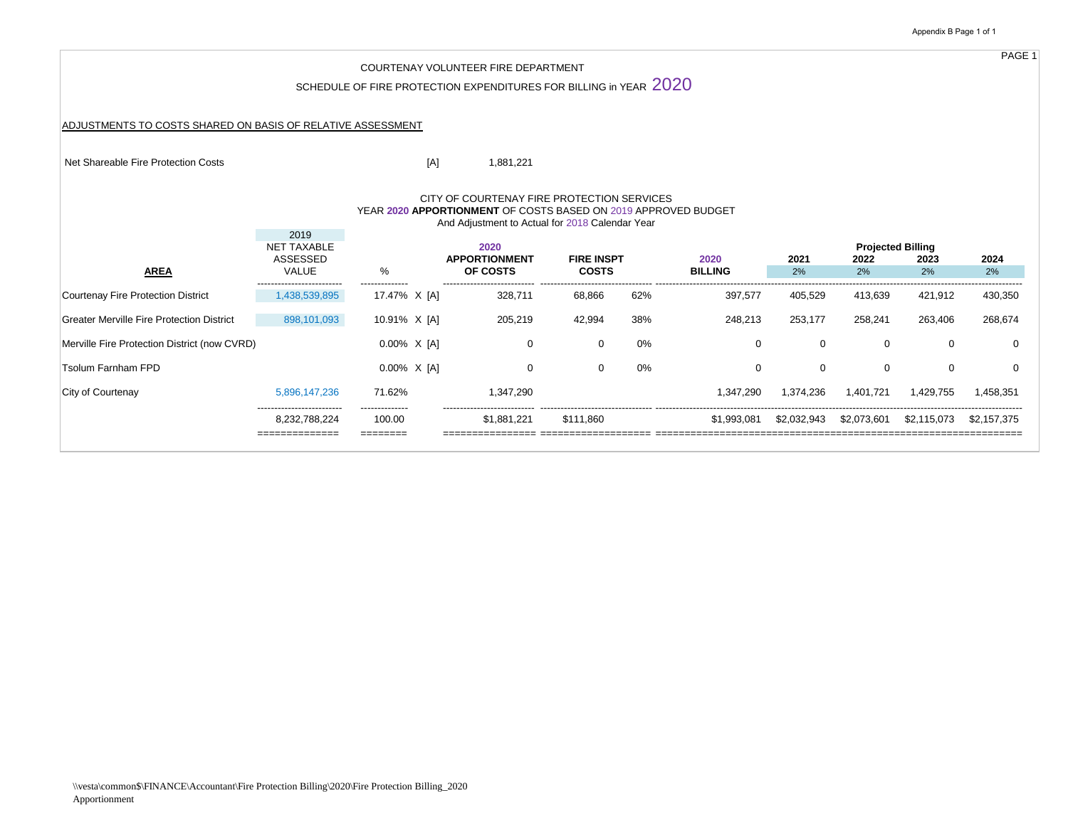COURTENAY VOLUNTEER FIRE DEPARTMENT

SCHEDULE OF FIRE PROTECTION EXPENDITURES FOR BILLING in YEAR 2020

ADJUSTMENTS TO COSTS SHARED ON BASIS OF RELATIVE ASSESSMENT

Net Shareable Fire Protection Costs [A] 1,881,221

CITY OF COURTENAY FIRE PROTECTION SERVICES
YEAR 2020 **APPORTIONMENT** OF COSTS BASED ON 2019 APPROVED BUDGET
And Adjustment to Actual for 2018 Calendar Year

| AREA | 2019 NET TAXABLE ASSESSED VALUE | % | | 2020 APPORTIONMENT OF COSTS | FIRE INSPT COSTS | | 2020 BILLING | 2021 (2%) | Projected Billing 2022 (2%) | 2023 (2%) | 2024 (2%) |
|---|---|---|---|---|---|---|---|---|---|---|---|
| Courtenay Fire Protection District | 1,438,539,895 | 17.47% | X [A] | 328,711 | 68,866 | 62% | 397,577 | 405,529 | 413,639 | 421,912 | 430,350 |
| Greater Merville Fire Protection District | 898,101,093 | 10.91% | X [A] | 205,219 | 42,994 | 38% | 248,213 | 253,177 | 258,241 | 263,406 | 268,674 |
| Merville Fire Protection District (now CVRD) | | 0.00% | X [A] | 0 | 0 | 0% | 0 | 0 | 0 | 0 | 0 |
| Tsolum Farnham FPD | | 0.00% | X [A] | 0 | 0 | 0% | 0 | 0 | 0 | 0 | 0 |
| City of Courtenay | 5,896,147,236 | 71.62% | | 1,347,290 | | | 1,347,290 | 1,374,236 | 1,401,721 | 1,429,755 | 1,458,351 |
| | 8,232,788,224 | 100.00 | | $1,881,221 | $111,860 | | $1,993,081 | $2,032,943 | $2,073,601 | $2,115,073 | $2,157,375 |

\\vesta\common$\FINANCE\Accountant\Fire Protection Billing\2020\Fire Protection Billing_2020
Apportionment